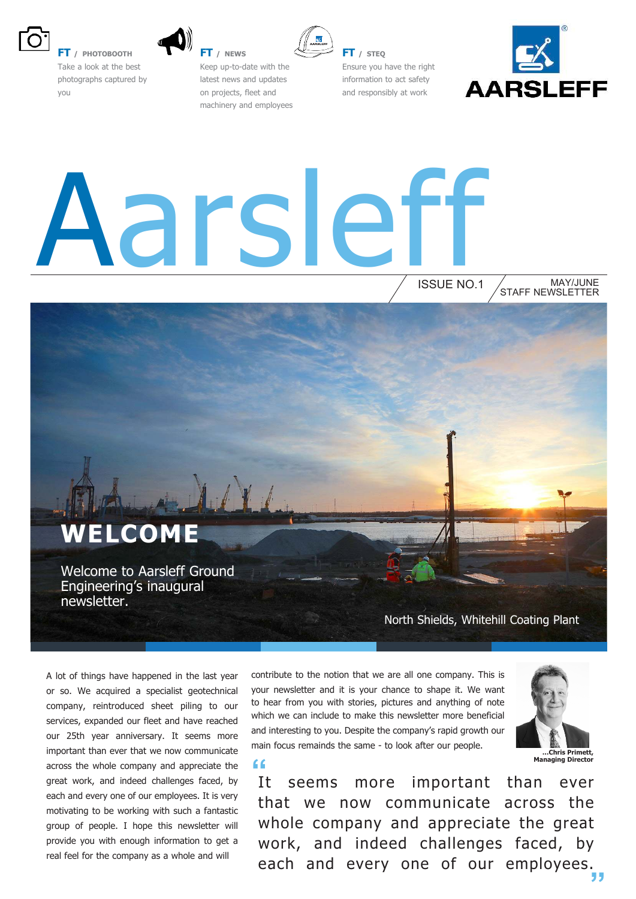**FT / PHOTOBOOTH**
Take a look at the best photographs captured by you

**FT / NEWS**
Keep up-to-date with the latest news and updates on projects, fleet and machinery and employees

**FT / STEQ**
Ensure you have the right information to act safety and responsibly at work

AARSLEFF

# Aarsleff

ISSUE NO.1 | MAY/JUNE STAFF NEWSLETTER

## WELCOME

Welcome to Aarsleff Ground Engineering's inaugural newsletter.

North Shields, Whitehill Coating Plant

A lot of things have happened in the last year or so. We acquired a specialist geotechnical company, reintroduced sheet piling to our services, expanded our fleet and have reached our 25th year anniversary. It seems more important than ever that we now communicate across the whole company and appreciate the great work, and indeed challenges faced, by each and every one of our employees. It is very motivating to be working with such a fantastic group of people. I hope this newsletter will provide you with enough information to get a real feel for the company as a whole and will contribute to the notion that we are all one company. This is your newsletter and it is your chance to shape it. We want to hear from you with stories, pictures and anything of note which we can include to make this newsletter more beneficial and interesting to you. Despite the company's rapid growth our main focus remainds the same - to look after our people.

...Chris Primett, Managing Director

> "It seems more important than ever that we now communicate across the whole company and appreciate the great work, and indeed challenges faced, by each and every one of our employees."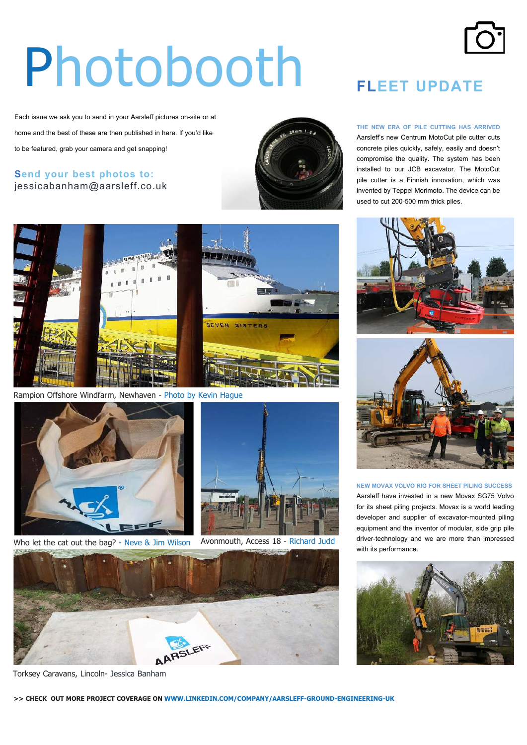# Photobooth

Each issue we ask you to send in your Aarsleff pictures on-site or at home and the best of these are then published in here. If you'd like to be featured, grab your camera and get snapping!

**Send your best photos to:**
jessicabanham@aarsleff.co.uk

Rampion Offshore Windfarm, Newhaven - Photo by Kevin Hague

Who let the cat out the bag? - Neve & Jim Wilson

Avonmouth, Access 18 - Richard Judd

Torksey Caravans, Lincoln- Jessica Banham

## FLEET UPDATE

### THE NEW ERA OF PILE CUTTING HAS ARRIVED

Aarsleff's new Centrum MotoCut pile cutter cuts concrete piles quickly, safely, easily and doesn't compromise the quality. The system has been installed to our JCB excavator. The MotoCut pile cutter is a Finnish innovation, which was invented by Teppei Morimoto. The device can be used to cut 200-500 mm thick piles.

### NEW MOVAX VOLVO RIG FOR SHEET PILING SUCCESS

Aarsleff have invested in a new Movax SG75 Volvo for its sheet piling projects. Movax is a world leading developer and supplier of excavator-mounted piling equipment and the inventor of modular, side grip pile driver-technology and we are more than impressed with its performance.

**>> CHECK OUT MORE PROJECT COVERAGE ON WWW.LINKEDIN.COM/COMPANY/AARSLEFF-GROUND-ENGINEERING-UK**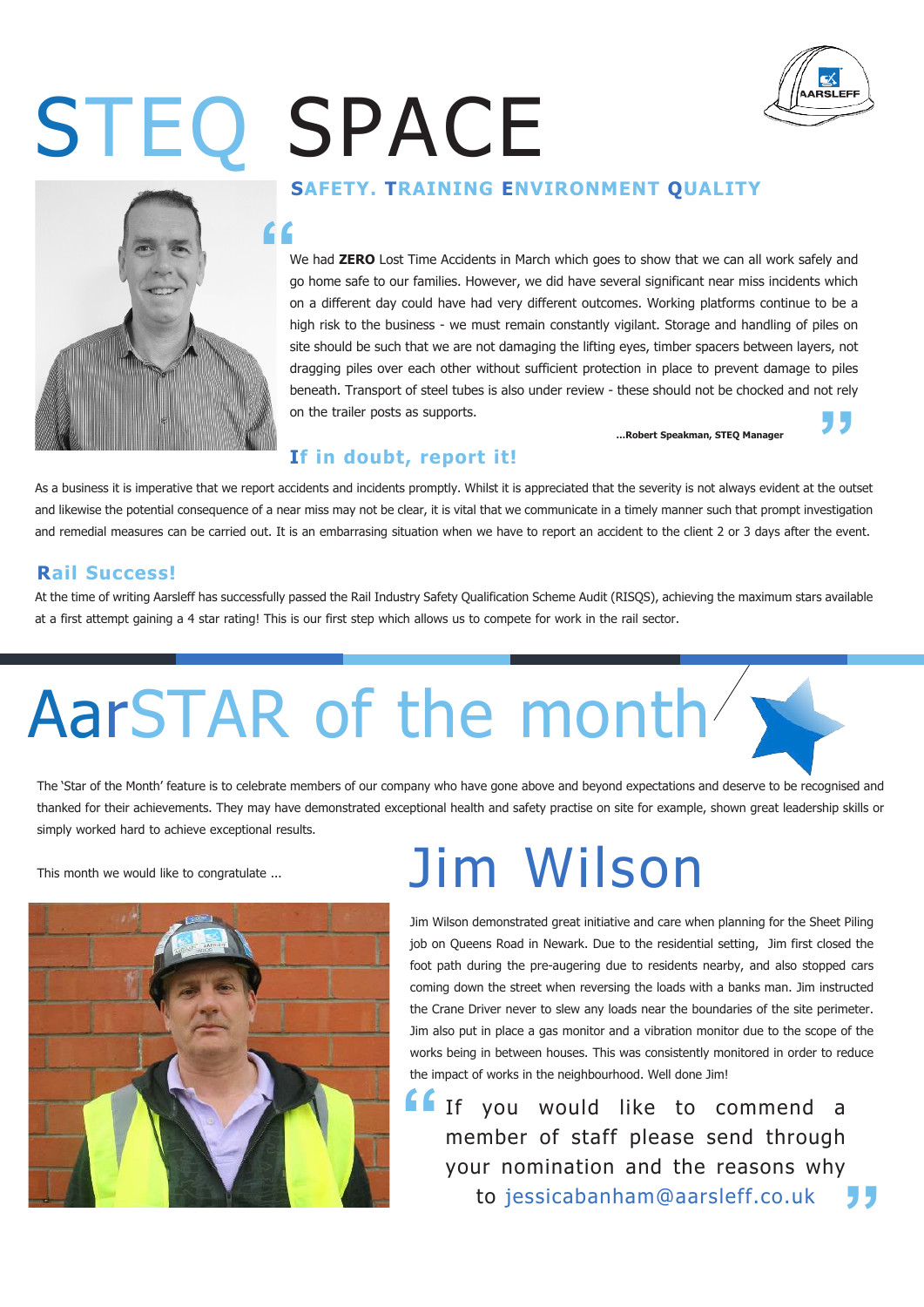# STEQ SPACE

**SAFETY. TRAINING ENVIRONMENT QUALITY**

> We had **ZERO** Lost Time Accidents in March which goes to show that we can all work safely and go home safe to our families. However, we did have several significant near miss incidents which on a different day could have had very different outcomes. Working platforms continue to be a high risk to the business - we must remain constantly vigilant. Storage and handling of piles on site should be such that we are not damaging the lifting eyes, timber spacers between layers, not dragging piles over each other without sufficient protection in place to prevent damage to piles beneath. Transport of steel tubes is also under review - these should not be chocked and not rely on the trailer posts as supports.
>
> **...Robert Speakman, STEQ Manager**

## If in doubt, report it!

As a business it is imperative that we report accidents and incidents promptly. Whilst it is appreciated that the severity is not always evident at the outset and likewise the potential consequence of a near miss may not be clear, it is vital that we communicate in a timely manner such that prompt investigation and remedial measures can be carried out. It is an embarrasing situation when we have to report an accident to the client 2 or 3 days after the event.

## Rail Success!

At the time of writing Aarsleff has successfully passed the Rail Industry Safety Qualification Scheme Audit (RISQS), achieving the maximum stars available at a first attempt gaining a 4 star rating! This is our first step which allows us to compete for work in the rail sector.

# AarSTAR of the month

The 'Star of the Month' feature is to celebrate members of our company who have gone above and beyond expectations and deserve to be recognised and thanked for their achievements. They may have demonstrated exceptional health and safety practise on site for example, shown great leadership skills or simply worked hard to achieve exceptional results.

This month we would like to congratulate ...

## Jim Wilson

Jim Wilson demonstrated great initiative and care when planning for the Sheet Piling job on Queens Road in Newark. Due to the residential setting, Jim first closed the foot path during the pre-augering due to residents nearby, and also stopped cars coming down the street when reversing the loads with a banks man. Jim instructed the Crane Driver never to slew any loads near the boundaries of the site perimeter. Jim also put in place a gas monitor and a vibration monitor due to the scope of the works being in between houses. This was consistently monitored in order to reduce the impact of works in the neighbourhood. Well done Jim!

> If you would like to commend a member of staff please send through your nomination and the reasons why to jessicabanham@aarsleff.co.uk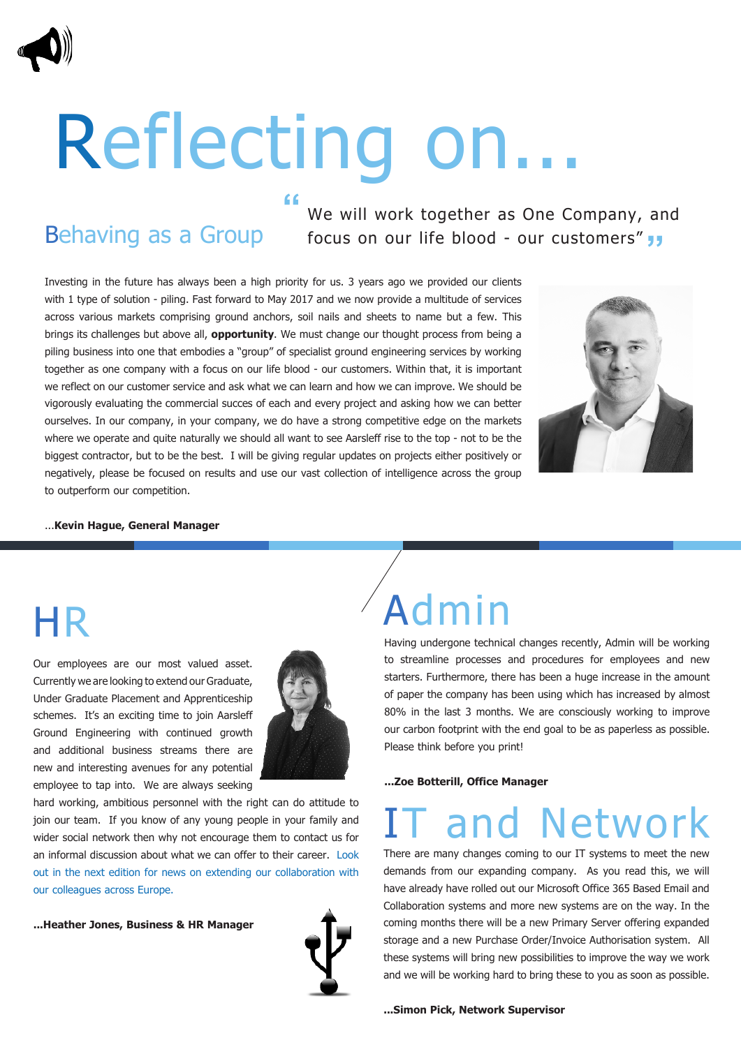# Reflecting on...

## Behaving as a Group

> "We will work together as One Company, and focus on our life blood - our customers"

Investing in the future has always been a high priority for us. 3 years ago we provided our clients with 1 type of solution - piling. Fast forward to May 2017 and we now provide a multitude of services across various markets comprising ground anchors, soil nails and sheets to name but a few. This brings its challenges but above all, **opportunity**. We must change our thought process from being a piling business into one that embodies a "group" of specialist ground engineering services by working together as one company with a focus on our life blood - our customers. Within that, it is important we reflect on our customer service and ask what we can learn and how we can improve. We should be vigorously evaluating the commercial succes of each and every project and asking how we can better ourselves. In our company, in your company, we do have a strong competitive edge on the markets where we operate and quite naturally we should all want to see Aarsleff rise to the top - not to be the biggest contractor, but to be the best. I will be giving regular updates on projects either positively or negatively, please be focused on results and use our vast collection of intelligence across the group to outperform our competition.

...**Kevin Hague, General Manager**

# HR

Our employees are our most valued asset. Currently we are looking to extend our Graduate, Under Graduate Placement and Apprenticeship schemes. It's an exciting time to join Aarsleff Ground Engineering with continued growth and additional business streams there are new and interesting avenues for any potential employee to tap into. We are always seeking hard working, ambitious personnel with the right can do attitude to join our team. If you know of any young people in your family and wider social network then why not encourage them to contact us for an informal discussion about what we can offer to their career. Look out in the next edition for news on extending our collaboration with our colleagues across Europe.

**...Heather Jones, Business & HR Manager**

# Admin

Having undergone technical changes recently, Admin will be working to streamline processes and procedures for employees and new starters. Furthermore, there has been a huge increase in the amount of paper the company has been using which has increased by almost 80% in the last 3 months. We are consciously working to improve our carbon footprint with the end goal to be as paperless as possible. Please think before you print!

**...Zoe Botterill, Office Manager**

# IT and Network

There are many changes coming to our IT systems to meet the new demands from our expanding company. As you read this, we will have already have rolled out our Microsoft Office 365 Based Email and Collaboration systems and more new systems are on the way. In the coming months there will be a new Primary Server offering expanded storage and a new Purchase Order/Invoice Authorisation system. All these systems will bring new possibilities to improve the way we work and we will be working hard to bring these to you as soon as possible.

**...Simon Pick, Network Supervisor**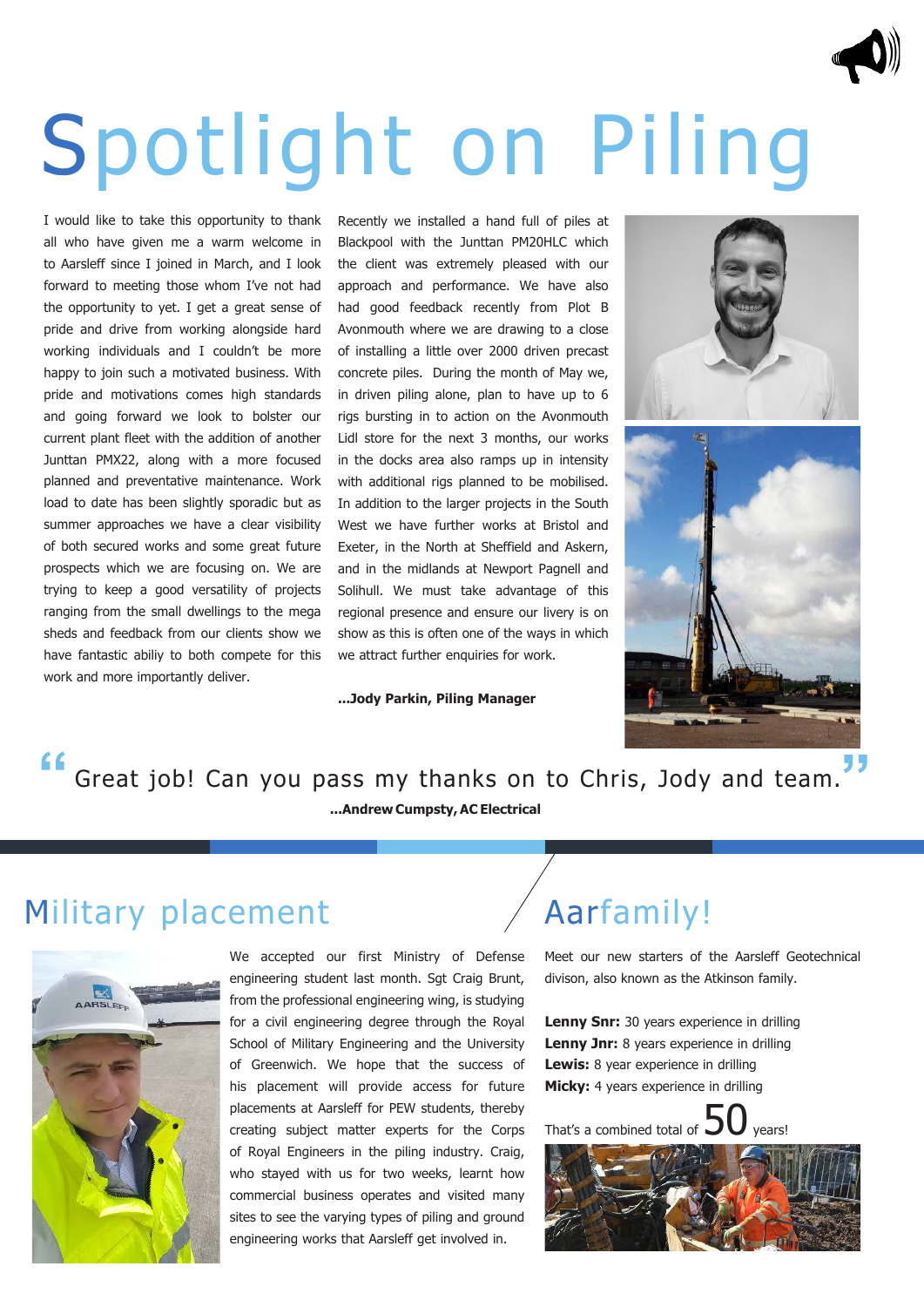# Spotlight on Piling

I would like to take this opportunity to thank all who have given me a warm welcome in to Aarsleff since I joined in March, and I look forward to meeting those whom I've not had the opportunity to yet. I get a great sense of pride and drive from working alongside hard working individuals and I couldn't be more happy to join such a motivated business. With pride and motivations comes high standards and going forward we look to bolster our current plant fleet with the addition of another Junttan PMX22, along with a more focused planned and preventative maintenance. Work load to date has been slightly sporadic but as summer approaches we have a clear visibility of both secured works and some great future prospects which we are focusing on. We are trying to keep a good versatility of projects ranging from the small dwellings to the mega sheds and feedback from our clients show we have fantastic abiliy to both compete for this work and more importantly deliver.

Recently we installed a hand full of piles at Blackpool with the Junttan PM20HLC which the client was extremely pleased with our approach and performance. We have also had good feedback recently from Plot B Avonmouth where we are drawing to a close of installing a little over 2000 driven precast concrete piles. During the month of May we, in driven piling alone, plan to have up to 6 rigs bursting in to action on the Avonmouth Lidl store for the next 3 months, our works in the docks area also ramps up in intensity with additional rigs planned to be mobilised. In addition to the larger projects in the South West we have further works at Bristol and Exeter, in the North at Sheffield and Askern, and in the midlands at Newport Pagnell and Solihull. We must take advantage of this regional presence and ensure our livery is on show as this is often one of the ways in which we attract further enquiries for work.

**...Jody Parkin, Piling Manager**

> "Great job! Can you pass my thanks on to Chris, Jody and team."
>
> **...Andrew Cumpsty, AC Electrical**

## Military placement

We accepted our first Ministry of Defense engineering student last month. Sgt Craig Brunt, from the professional engineering wing, is studying for a civil engineering degree through the Royal School of Military Engineering and the University of Greenwich. We hope that the success of his placement will provide access for future placements at Aarsleff for PEW students, thereby creating subject matter experts for the Corps of Royal Engineers in the piling industry. Craig, who stayed with us for two weeks, learnt how commercial business operates and visited many sites to see the varying types of piling and ground engineering works that Aarsleff get involved in.

## Aarfamily!

Meet our new starters of the Aarsleff Geotechnical divison, also known as the Atkinson family.

**Lenny Snr:** 30 years experience in drilling
**Lenny Jnr:** 8 years experience in drilling
**Lewis:** 8 year experience in drilling
**Micky:** 4 years experience in drilling

That's a combined total of **50** years!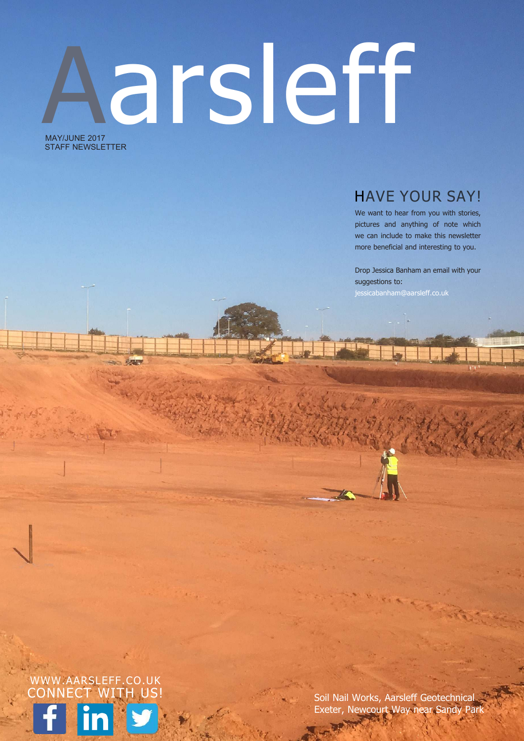# Aarsleff

MAY/JUNE 2017
STAFF NEWSLETTER

## HAVE YOUR SAY!

We want to hear from you with stories, pictures and anything of note which we can include to make this newsletter more beneficial and interesting to you.

Drop Jessica Banham an email with your suggestions to:
jessicabanham@aarsleff.co.uk

WWW.AARSLEFF.CO.UK
CONNECT WITH US!

Soil Nail Works, Aarsleff Geotechnical
Exeter, Newcourt Way near Sandy Park